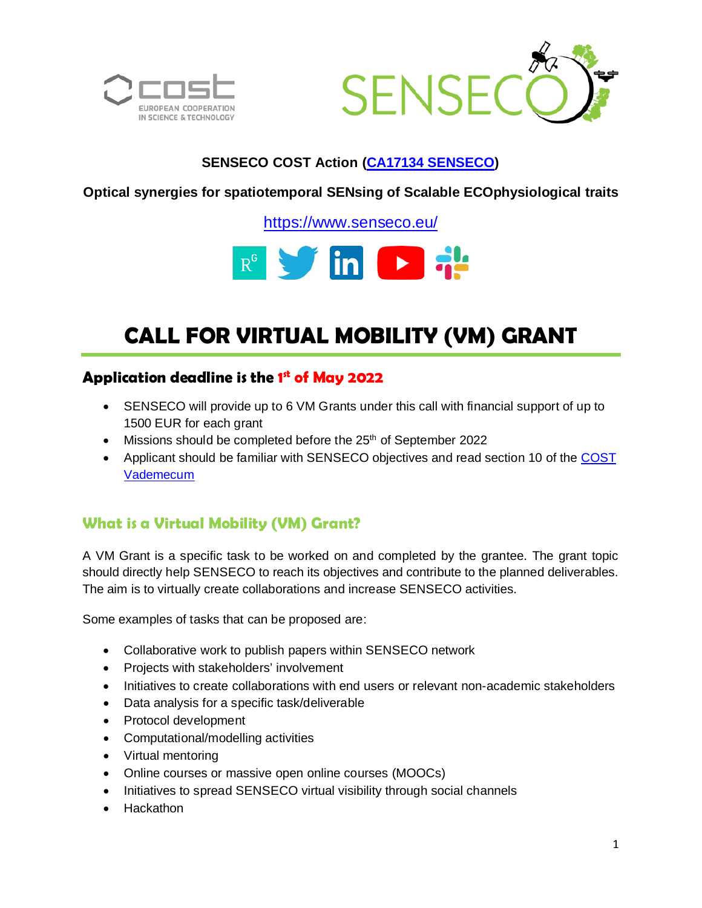**SENSECO COST Action (CA17134 SENSECO)**

**Optical synergies for spatiotemporal SENsing of Scalable ECOphysiological traits**

https://www.senseco.eu/

# CALL FOR VIRTUAL MOBILITY (VM) GRANT

## Application deadline is the 1st of May 2022

- SENSECO will provide up to 6 VM Grants under this call with financial support of up to 1500 EUR for each grant
- Missions should be completed before the 25th of September 2022
- Applicant should be familiar with SENSECO objectives and read section 10 of the COST Vademecum

## What is a Virtual Mobility (VM) Grant?

A VM Grant is a specific task to be worked on and completed by the grantee. The grant topic should directly help SENSECO to reach its objectives and contribute to the planned deliverables. The aim is to virtually create collaborations and increase SENSECO activities.

Some examples of tasks that can be proposed are:

- Collaborative work to publish papers within SENSECO network
- Projects with stakeholders' involvement
- Initiatives to create collaborations with end users or relevant non-academic stakeholders
- Data analysis for a specific task/deliverable
- Protocol development
- Computational/modelling activities
- Virtual mentoring
- Online courses or massive open online courses (MOOCs)
- Initiatives to spread SENSECO virtual visibility through social channels
- Hackathon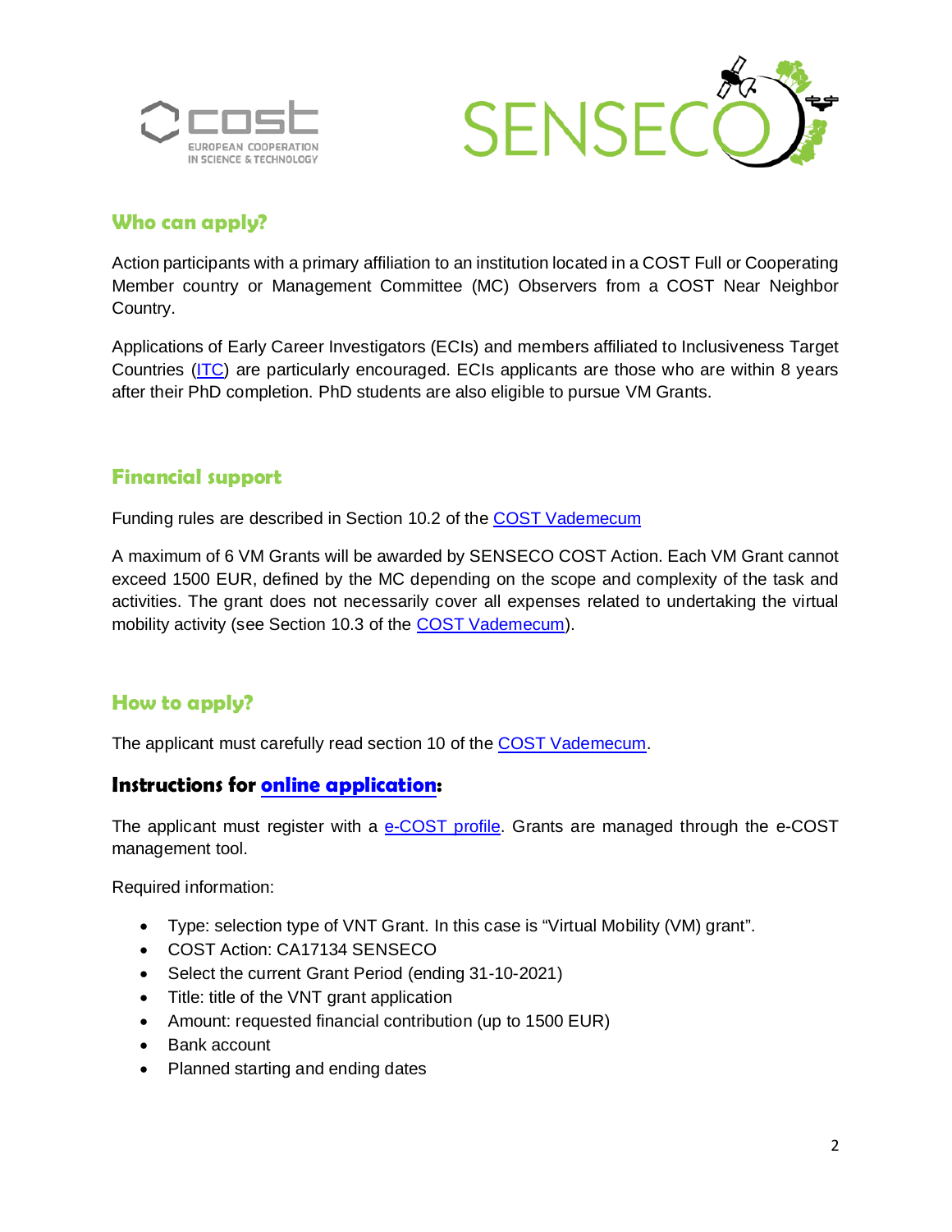## Who can apply?

Action participants with a primary affiliation to an institution located in a COST Full or Cooperating Member country or Management Committee (MC) Observers from a COST Near Neighbor Country.

Applications of Early Career Investigators (ECIs) and members affiliated to Inclusiveness Target Countries (ITC) are particularly encouraged. ECIs applicants are those who are within 8 years after their PhD completion. PhD students are also eligible to pursue VM Grants.

## Financial support

Funding rules are described in Section 10.2 of the COST Vademecum

A maximum of 6 VM Grants will be awarded by SENSECO COST Action. Each VM Grant cannot exceed 1500 EUR, defined by the MC depending on the scope and complexity of the task and activities. The grant does not necessarily cover all expenses related to undertaking the virtual mobility activity (see Section 10.3 of the COST Vademecum).

## How to apply?

The applicant must carefully read section 10 of the COST Vademecum.

### Instructions for online application:

The applicant must register with a e-COST profile. Grants are managed through the e-COST management tool.

Required information:

- Type: selection type of VNT Grant. In this case is "Virtual Mobility (VM) grant".
- COST Action: CA17134 SENSECO
- Select the current Grant Period (ending 31-10-2021)
- Title: title of the VNT grant application
- Amount: requested financial contribution (up to 1500 EUR)
- Bank account
- Planned starting and ending dates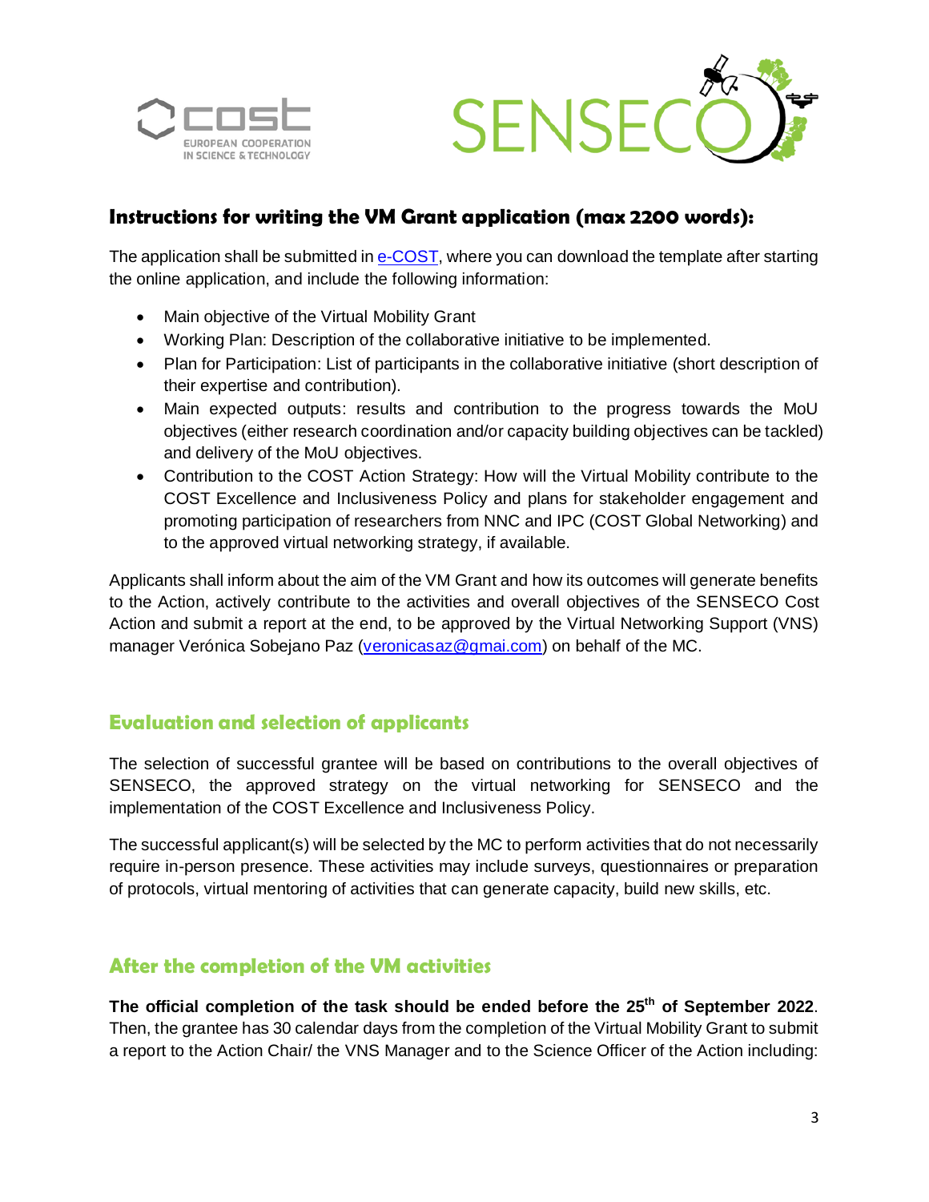## Instructions for writing the VM Grant application (max 2200 words):

The application shall be submitted in [e-COST](), where you can download the template after starting the online application, and include the following information:

- Main objective of the Virtual Mobility Grant
- Working Plan: Description of the collaborative initiative to be implemented.
- Plan for Participation: List of participants in the collaborative initiative (short description of their expertise and contribution).
- Main expected outputs: results and contribution to the progress towards the MoU objectives (either research coordination and/or capacity building objectives can be tackled) and delivery of the MoU objectives.
- Contribution to the COST Action Strategy: How will the Virtual Mobility contribute to the COST Excellence and Inclusiveness Policy and plans for stakeholder engagement and promoting participation of researchers from NNC and IPC (COST Global Networking) and to the approved virtual networking strategy, if available.

Applicants shall inform about the aim of the VM Grant and how its outcomes will generate benefits to the Action, actively contribute to the activities and overall objectives of the SENSECO Cost Action and submit a report at the end, to be approved by the Virtual Networking Support (VNS) manager Verónica Sobejano Paz (veronicasaz@gmai.com) on behalf of the MC.

## Evaluation and selection of applicants

The selection of successful grantee will be based on contributions to the overall objectives of SENSECO, the approved strategy on the virtual networking for SENSECO and the implementation of the COST Excellence and Inclusiveness Policy.

The successful applicant(s) will be selected by the MC to perform activities that do not necessarily require in-person presence. These activities may include surveys, questionnaires or preparation of protocols, virtual mentoring of activities that can generate capacity, build new skills, etc.

## After the completion of the VM activities

**The official completion of the task should be ended before the 25th of September 2022**. Then, the grantee has 30 calendar days from the completion of the Virtual Mobility Grant to submit a report to the Action Chair/ the VNS Manager and to the Science Officer of the Action including: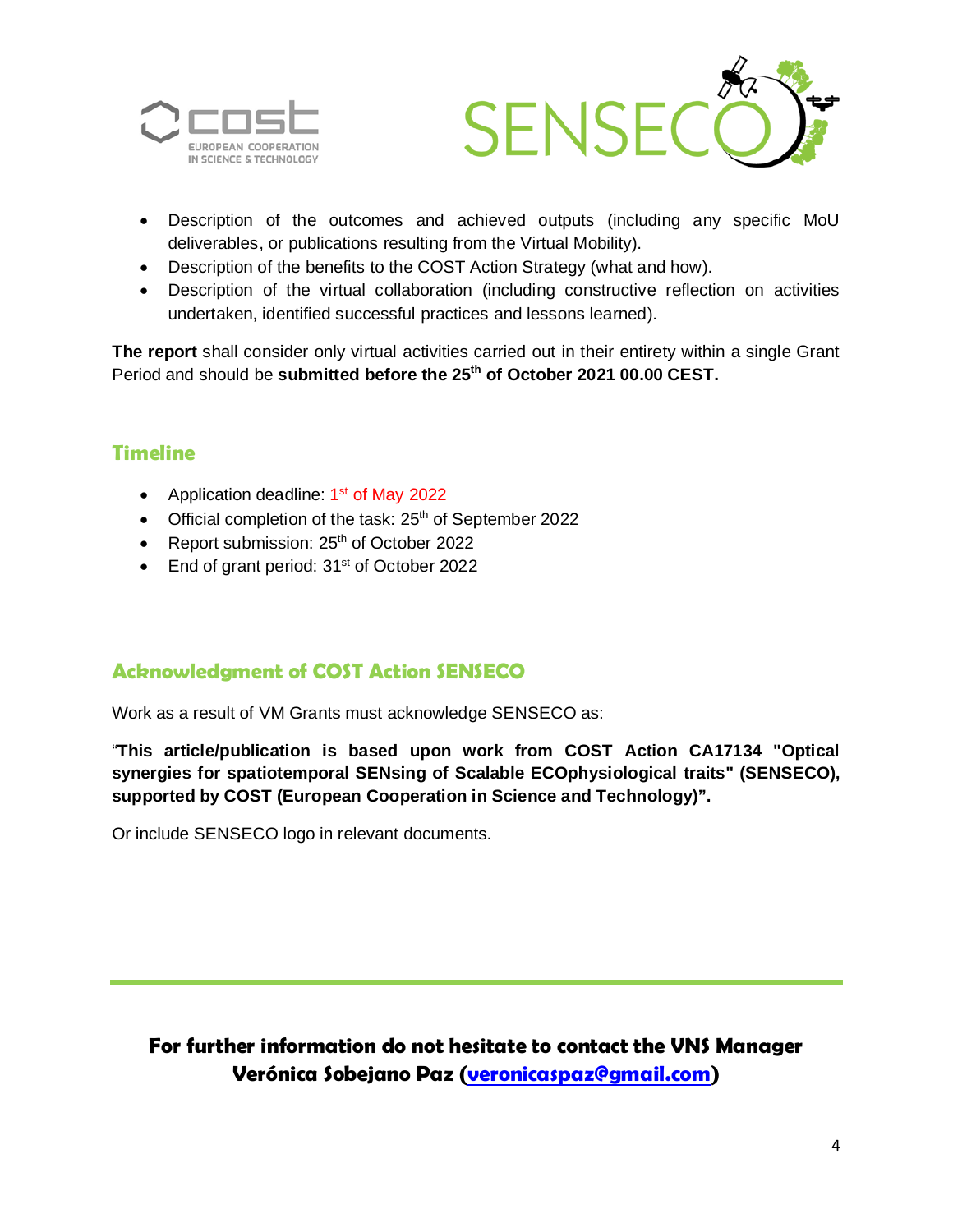- Description of the outcomes and achieved outputs (including any specific MoU deliverables, or publications resulting from the Virtual Mobility).
- Description of the benefits to the COST Action Strategy (what and how).
- Description of the virtual collaboration (including constructive reflection on activities undertaken, identified successful practices and lessons learned).

**The report** shall consider only virtual activities carried out in their entirety within a single Grant Period and should be **submitted before the 25th of October 2021 00.00 CEST.**

## Timeline

- Application deadline: 1st of May 2022
- Official completion of the task: 25th of September 2022
- Report submission: 25th of October 2022
- End of grant period: 31st of October 2022

## Acknowledgment of COST Action SENSECO

Work as a result of VM Grants must acknowledge SENSECO as:

"**This article/publication is based upon work from COST Action CA17134 "Optical synergies for spatiotemporal SENsing of Scalable ECOphysiological traits" (SENSECO), supported by COST (European Cooperation in Science and Technology)".**

Or include SENSECO logo in relevant documents.

**For further information do not hesitate to contact the VNS Manager Verónica Sobejano Paz (veronicaspaz@gmail.com)**